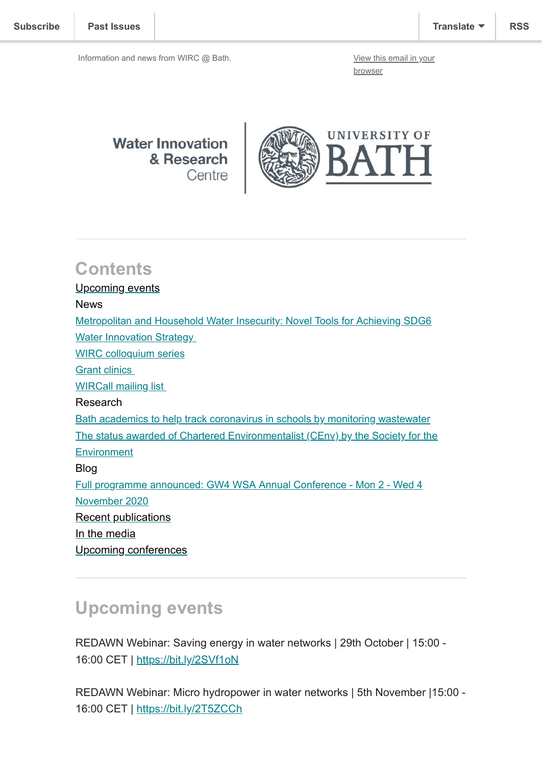Subscribe | Past Issues | Translate | RSS

Information and news from WIRC @ Bath.

View this email in your browser

Water Innovation & Research Centre | UNIVERSITY OF BATH

## Contents

Upcoming events

News

Metropolitan and Household Water Insecurity: Novel Tools for Achieving SDG6

Water Innovation Strategy

WIRC colloquium series

Grant clinics

WIRCall mailing list

Research

Bath academics to help track coronavirus in schools by monitoring wastewater

The status awarded of Chartered Environmentalist (CEnv) by the Society for the Environment

Blog

Full programme announced: GW4 WSA Annual Conference - Mon 2 - Wed 4 November 2020

Recent publications

In the media

Upcoming conferences

## Upcoming events

REDAWN Webinar: Saving energy in water networks | 29th October | 15:00 - 16:00 CET | https://bit.ly/2SVf1oN

REDAWN Webinar: Micro hydropower in water networks | 5th November |15:00 - 16:00 CET | https://bit.ly/2T5ZCCh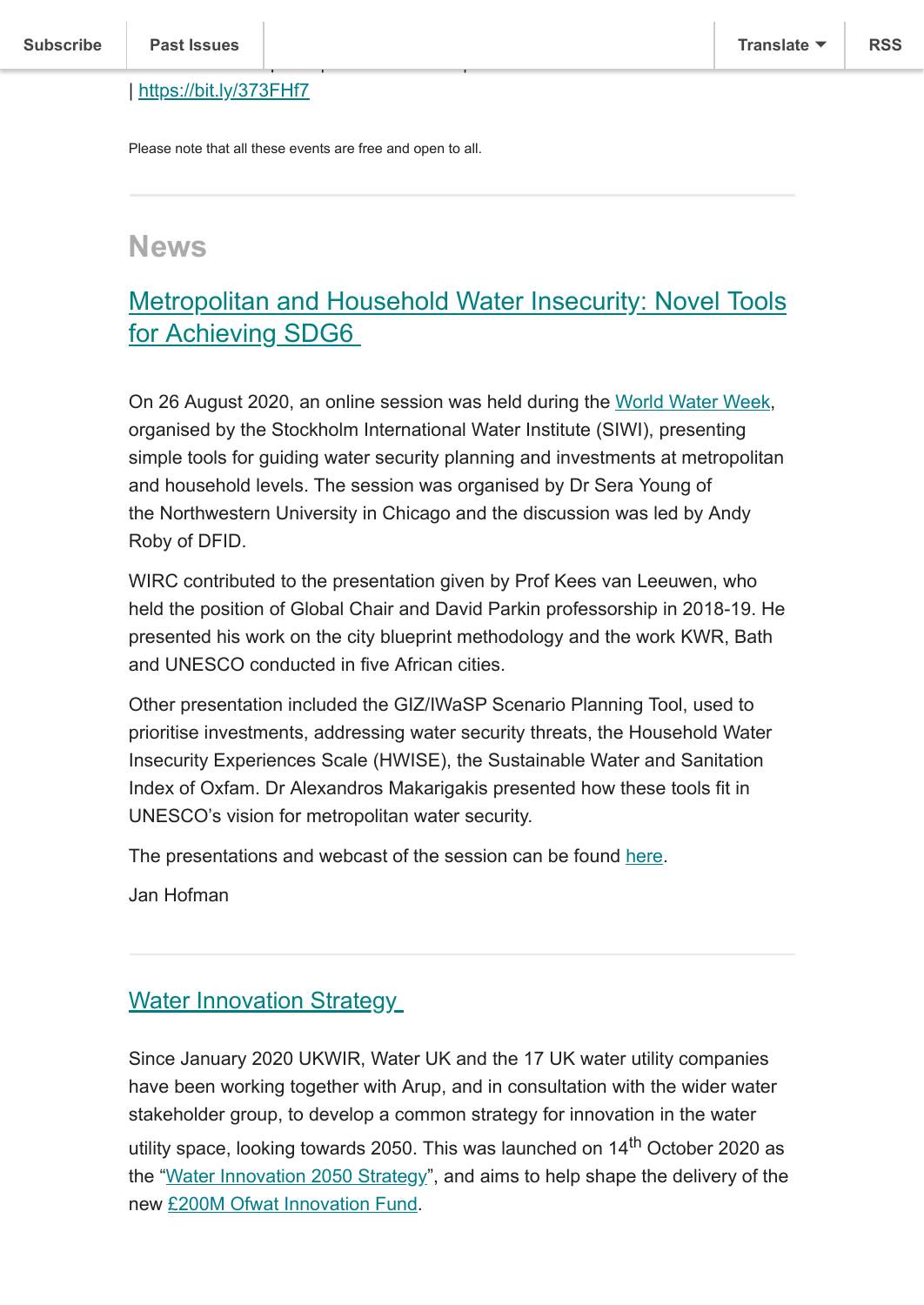| https://bit.ly/373FHf7

Please note that all these events are free and open to all.

---

## News

### Metropolitan and Household Water Insecurity: Novel Tools for Achieving SDG6

On 26 August 2020, an online session was held during the World Water Week, organised by the Stockholm International Water Institute (SIWI), presenting simple tools for guiding water security planning and investments at metropolitan and household levels. The session was organised by Dr Sera Young of the Northwestern University in Chicago and the discussion was led by Andy Roby of DFID.

WIRC contributed to the presentation given by Prof Kees van Leeuwen, who held the position of Global Chair and David Parkin professorship in 2018-19. He presented his work on the city blueprint methodology and the work KWR, Bath and UNESCO conducted in five African cities.

Other presentation included the GIZ/IWaSP Scenario Planning Tool, used to prioritise investments, addressing water security threats, the Household Water Insecurity Experiences Scale (HWISE), the Sustainable Water and Sanitation Index of Oxfam. Dr Alexandros Makarigakis presented how these tools fit in UNESCO's vision for metropolitan water security.

The presentations and webcast of the session can be found here.

Jan Hofman

---

### Water Innovation Strategy

Since January 2020 UKWIR, Water UK and the 17 UK water utility companies have been working together with Arup, and in consultation with the wider water stakeholder group, to develop a common strategy for innovation in the water utility space, looking towards 2050. This was launched on 14th October 2020 as the "Water Innovation 2050 Strategy", and aims to help shape the delivery of the new £200M Ofwat Innovation Fund.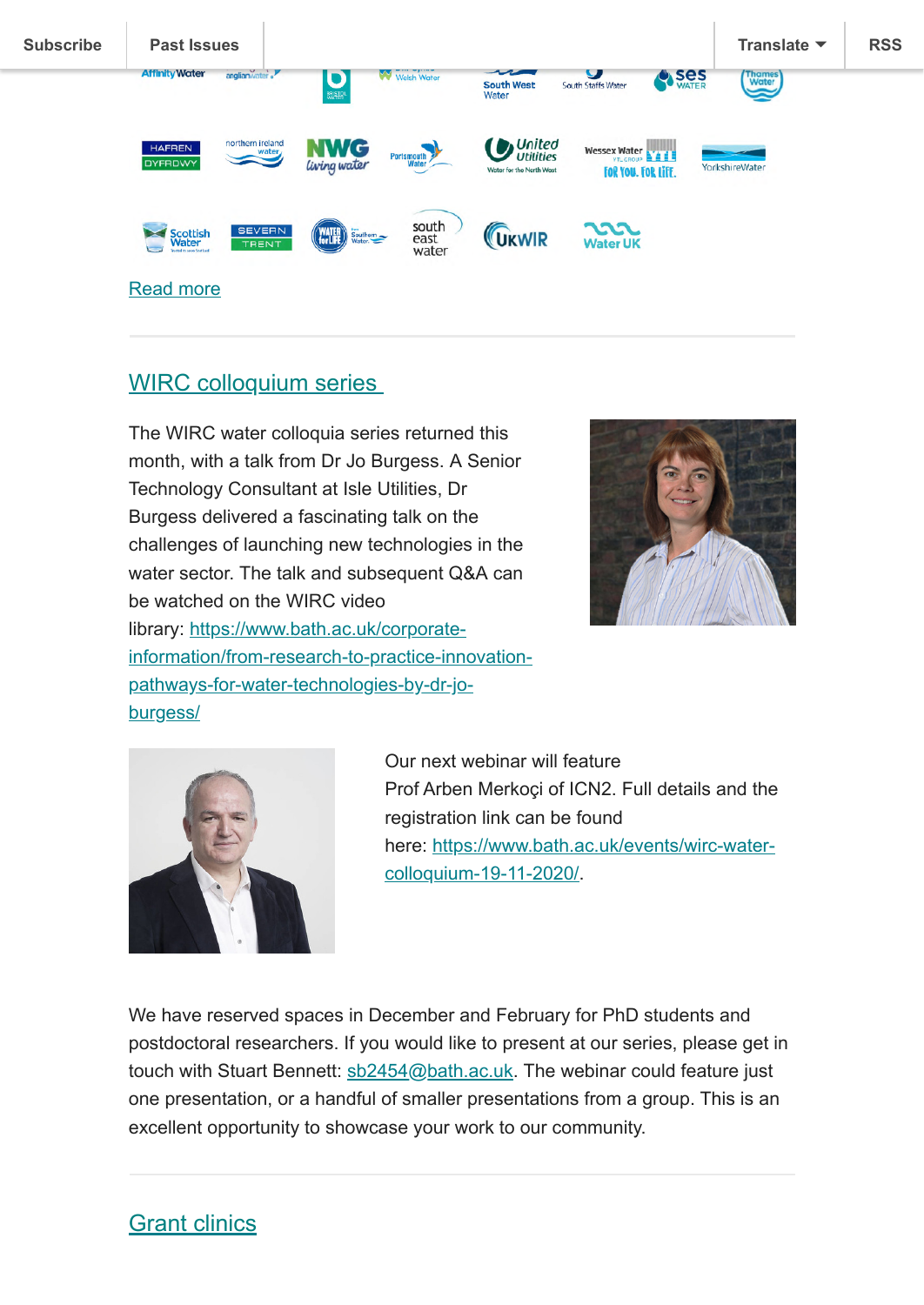[Read more]

## [WIRC colloquium series]

The WIRC water colloquia series returned this month, with a talk from Dr Jo Burgess. A Senior Technology Consultant at Isle Utilities, Dr Burgess delivered a fascinating talk on the challenges of launching new technologies in the water sector. The talk and subsequent Q&A can be watched on the WIRC video library: https://www.bath.ac.uk/corporate-information/from-research-to-practice-innovation-pathways-for-water-technologies-by-dr-jo-burgess/

Our next webinar will feature Prof Arben Merkoçi of ICN2. Full details and the registration link can be found here: https://www.bath.ac.uk/events/wirc-water-colloquium-19-11-2020/.

We have reserved spaces in December and February for PhD students and postdoctoral researchers. If you would like to present at our series, please get in touch with Stuart Bennett: sb2454@bath.ac.uk. The webinar could feature just one presentation, or a handful of smaller presentations from a group. This is an excellent opportunity to showcase your work to our community.

## [Grant clinics]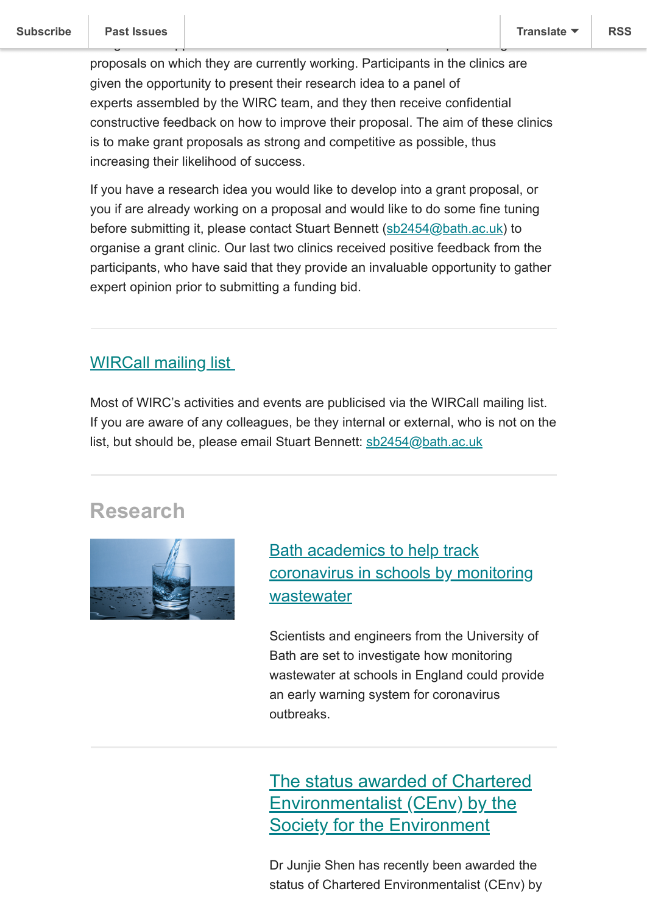proposals on which they are currently working. Participants in the clinics are given the opportunity to present their research idea to a panel of experts assembled by the WIRC team, and they then receive confidential constructive feedback on how to improve their proposal. The aim of these clinics is to make grant proposals as strong and competitive as possible, thus increasing their likelihood of success.

If you have a research idea you would like to develop into a grant proposal, or you if are already working on a proposal and would like to do some fine tuning before submitting it, please contact Stuart Bennett (sb2454@bath.ac.uk) to organise a grant clinic. Our last two clinics received positive feedback from the participants, who have said that they provide an invaluable opportunity to gather expert opinion prior to submitting a funding bid.

---

### WIRCall mailing list

Most of WIRC's activities and events are publicised via the WIRCall mailing list. If you are aware of any colleagues, be they internal or external, who is not on the list, but should be, please email Stuart Bennett: sb2454@bath.ac.uk

---

## Research

### Bath academics to help track coronavirus in schools by monitoring wastewater

Scientists and engineers from the University of Bath are set to investigate how monitoring wastewater at schools in England could provide an early warning system for coronavirus outbreaks.

---

### The status awarded of Chartered Environmentalist (CEnv) by the Society for the Environment

Dr Junjie Shen has recently been awarded the status of Chartered Environmentalist (CEnv) by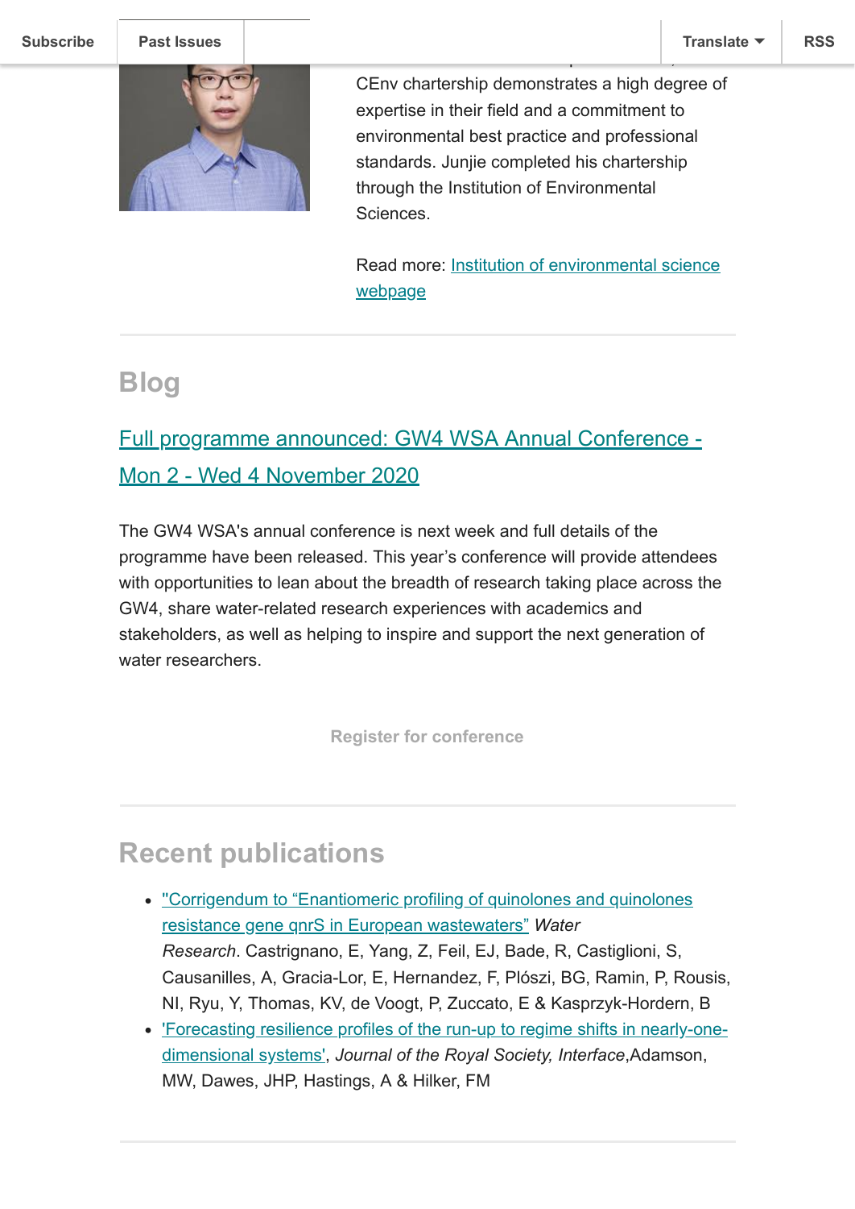CEnv chartership demonstrates a high degree of expertise in their field and a commitment to environmental best practice and professional standards. Junjie completed his chartership through the Institution of Environmental Sciences.

Read more: [Institution of environmental science webpage]

## Blog

### [Full programme announced: GW4 WSA Annual Conference - Mon 2 - Wed 4 November 2020]

The GW4 WSA's annual conference is next week and full details of the programme have been released. This year's conference will provide attendees with opportunities to lean about the breadth of research taking place across the GW4, share water-related research experiences with academics and stakeholders, as well as helping to inspire and support the next generation of water researchers.

**Register for conference**

## Recent publications

- ["Corrigendum to "Enantiomeric profiling of quinolones and quinolones resistance gene qnrS in European wastewaters"] *Water Research*. Castrignano, E, Yang, Z, Feil, EJ, Bade, R, Castiglioni, S, Causanilles, A, Gracia-Lor, E, Hernandez, F, Plószi, BG, Ramin, P, Rousis, NI, Ryu, Y, Thomas, KV, de Voogt, P, Zuccato, E & Kasprzyk-Hordern, B
- ['Forecasting resilience profiles of the run-up to regime shifts in nearly-one-dimensional systems'], *Journal of the Royal Society, Interface*,Adamson, MW, Dawes, JHP, Hastings, A & Hilker, FM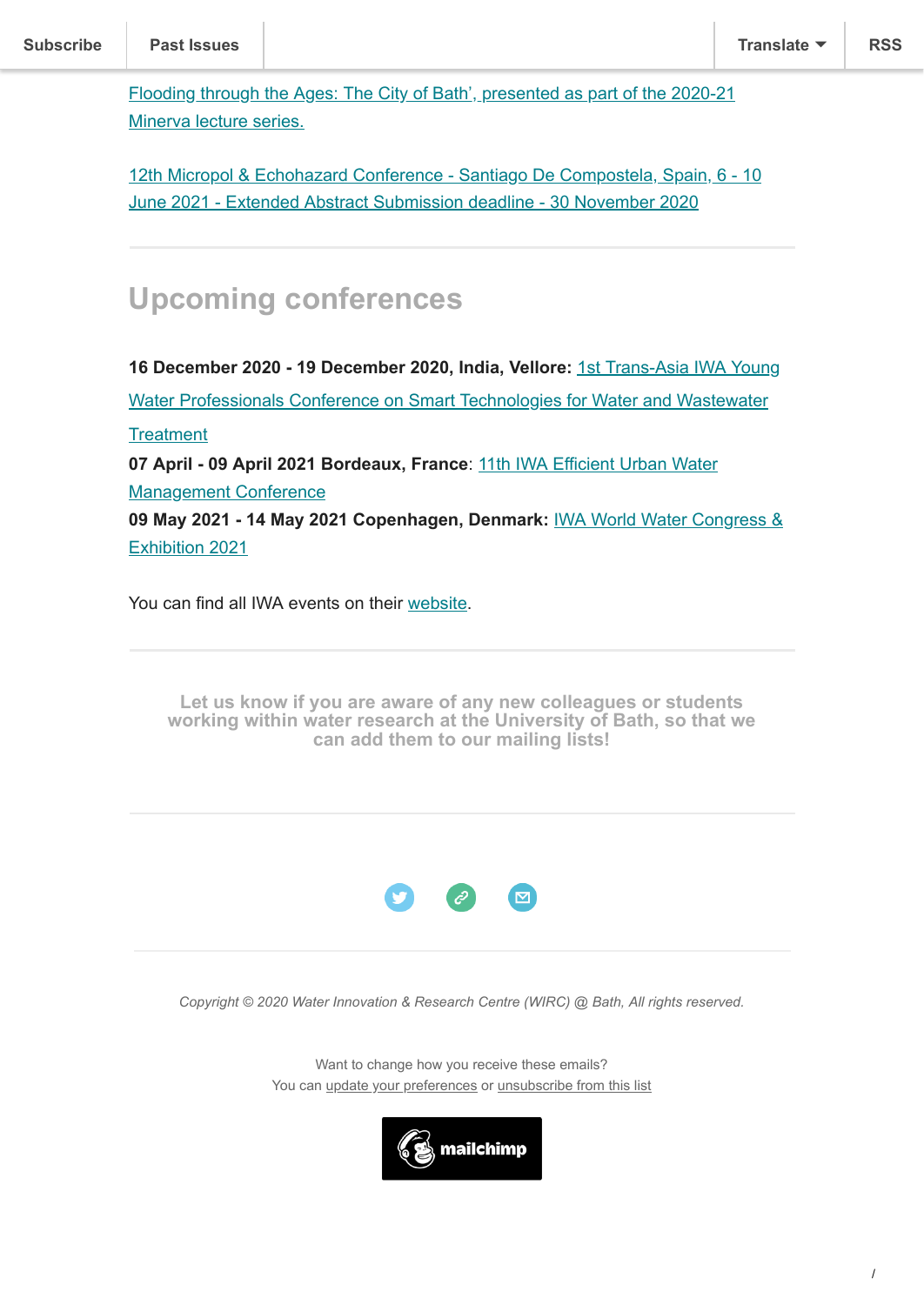Subscribe | Past Issues | Translate | RSS

Flooding through the Ages: The City of Bath', presented as part of the 2020-21 Minerva lecture series.

12th Micropol & Echohazard Conference - Santiago De Compostela, Spain, 6 - 10 June 2021 - Extended Abstract Submission deadline - 30 November 2020

## Upcoming conferences

**16 December 2020 - 19 December 2020, India, Vellore:** 1st Trans-Asia IWA Young Water Professionals Conference on Smart Technologies for Water and Wastewater Treatment
**07 April - 09 April 2021 Bordeaux, France**: 11th IWA Efficient Urban Water Management Conference
**09 May 2021 - 14 May 2021 Copenhagen, Denmark:** IWA World Water Congress & Exhibition 2021

You can find all IWA events on their website.

**Let us know if you are aware of any new colleagues or students working within water research at the University of Bath, so that we can add them to our mailing lists!**

*Copyright © 2020 Water Innovation & Research Centre (WIRC) @ Bath, All rights reserved.*

Want to change how you receive these emails?
You can update your preferences or unsubscribe from this list

mailchimp